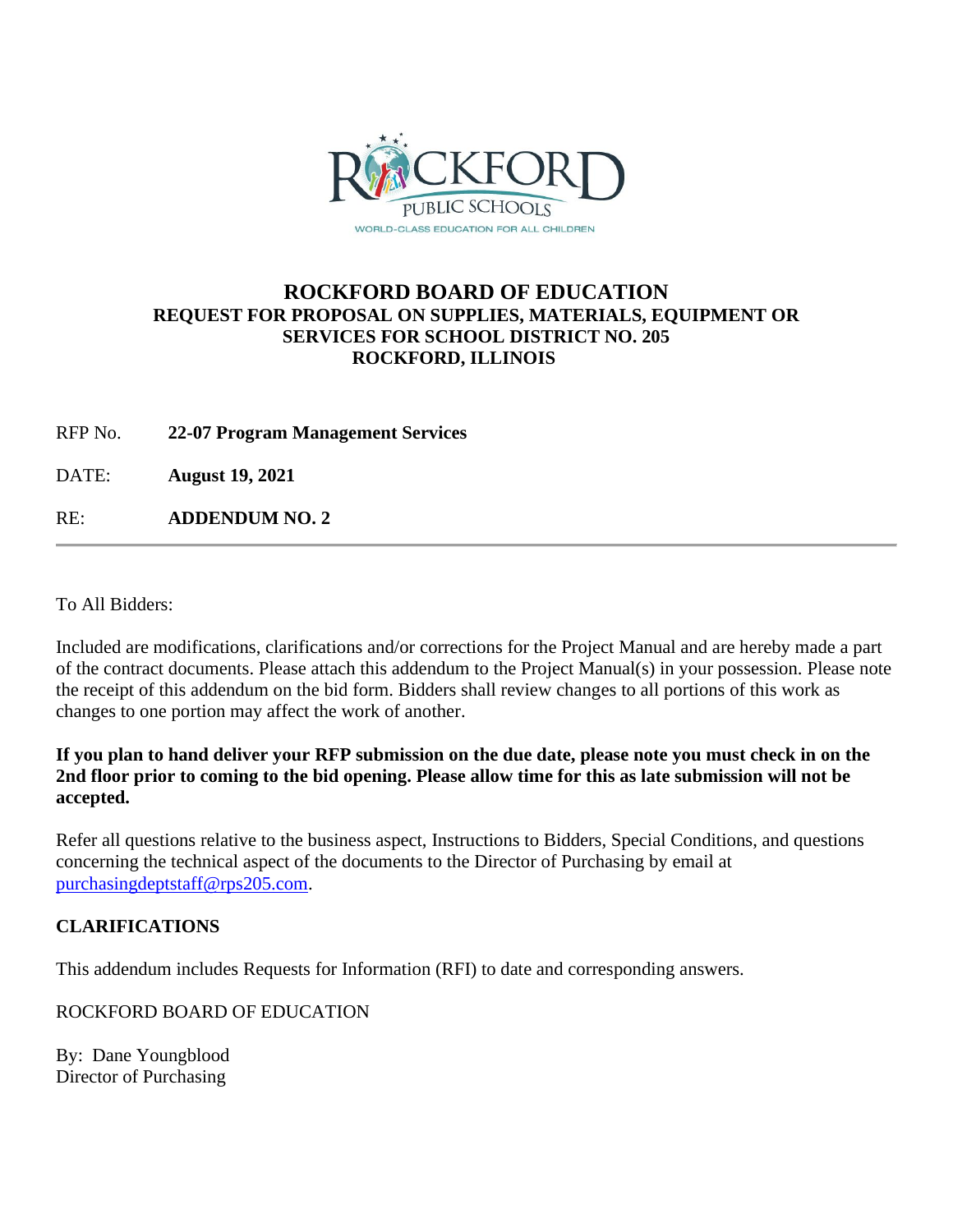# ROCKFORD BOARD OF EDUCATION

## REQUEST FOR PROPOSAL ON SUPPLIES, MATERIALS, EQUIPMENT OR SERVICES FOR SCHOOL DISTRICT NO. 205 ROCKFORD, ILLINOIS

RFP No. **22-07 Program Management Services**

DATE: **August 19, 2021**

RE: **ADDENDUM NO. 2**

---

To All Bidders:

Included are modifications, clarifications and/or corrections for the Project Manual and are hereby made a part of the contract documents. Please attach this addendum to the Project Manual(s) in your possession. Please note the receipt of this addendum on the bid form. Bidders shall review changes to all portions of this work as changes to one portion may affect the work of another.

**If you plan to hand deliver your RFP submission on the due date, please note you must check in on the 2nd floor prior to coming to the bid opening. Please allow time for this as late submission will not be accepted.**

Refer all questions relative to the business aspect, Instructions to Bidders, Special Conditions, and questions concerning the technical aspect of the documents to the Director of Purchasing by email at purchasingdeptstaff@rps205.com.

**CLARIFICATIONS**

This addendum includes Requests for Information (RFI) to date and corresponding answers.

ROCKFORD BOARD OF EDUCATION

By: Dane Youngblood
Director of Purchasing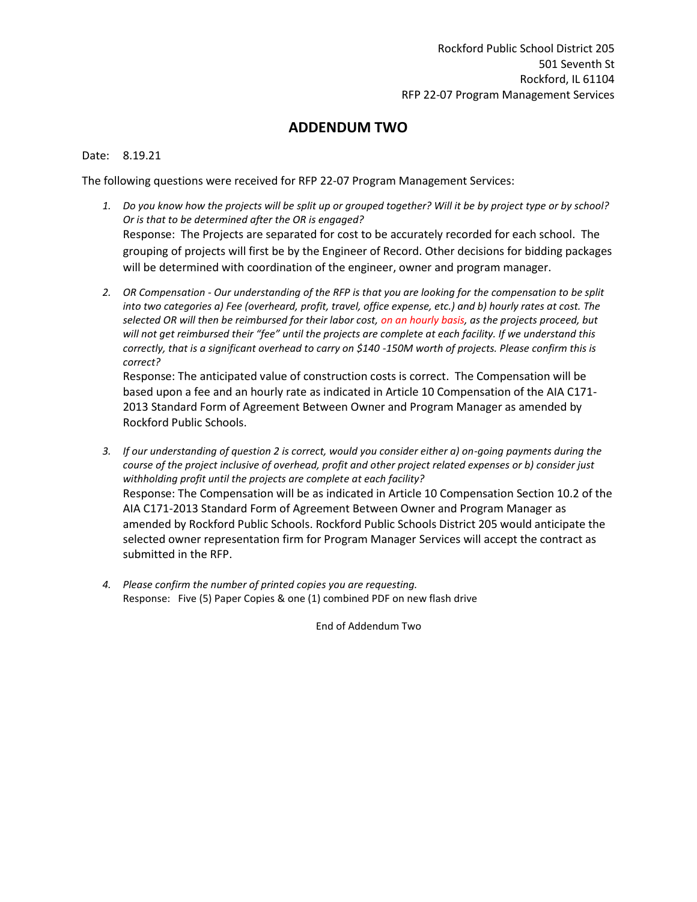Rockford Public School District 205
501 Seventh St
Rockford, IL 61104
RFP 22-07 Program Management Services

# ADDENDUM TWO

Date: 8.19.21

The following questions were received for RFP 22-07 Program Management Services:

1. *Do you know how the projects will be split up or grouped together? Will it be by project type or by school? Or is that to be determined after the OR is engaged?*
   Response: The Projects are separated for cost to be accurately recorded for each school. The grouping of projects will first be by the Engineer of Record. Other decisions for bidding packages will be determined with coordination of the engineer, owner and program manager.

2. *OR Compensation - Our understanding of the RFP is that you are looking for the compensation to be split into two categories a) Fee (overheard, profit, travel, office expense, etc.) and b) hourly rates at cost. The selected OR will then be reimbursed for their labor cost, on an hourly basis, as the projects proceed, but will not get reimbursed their "fee" until the projects are complete at each facility. If we understand this correctly, that is a significant overhead to carry on $140 -150M worth of projects. Please confirm this is correct?*
   Response: The anticipated value of construction costs is correct. The Compensation will be based upon a fee and an hourly rate as indicated in Article 10 Compensation of the AIA C171-2013 Standard Form of Agreement Between Owner and Program Manager as amended by Rockford Public Schools.

3. *If our understanding of question 2 is correct, would you consider either a) on-going payments during the course of the project inclusive of overhead, profit and other project related expenses or b) consider just withholding profit until the projects are complete at each facility?*
   Response: The Compensation will be as indicated in Article 10 Compensation Section 10.2 of the AIA C171-2013 Standard Form of Agreement Between Owner and Program Manager as amended by Rockford Public Schools. Rockford Public Schools District 205 would anticipate the selected owner representation firm for Program Manager Services will accept the contract as submitted in the RFP.

4. *Please confirm the number of printed copies you are requesting.*
   Response: Five (5) Paper Copies & one (1) combined PDF on new flash drive

End of Addendum Two